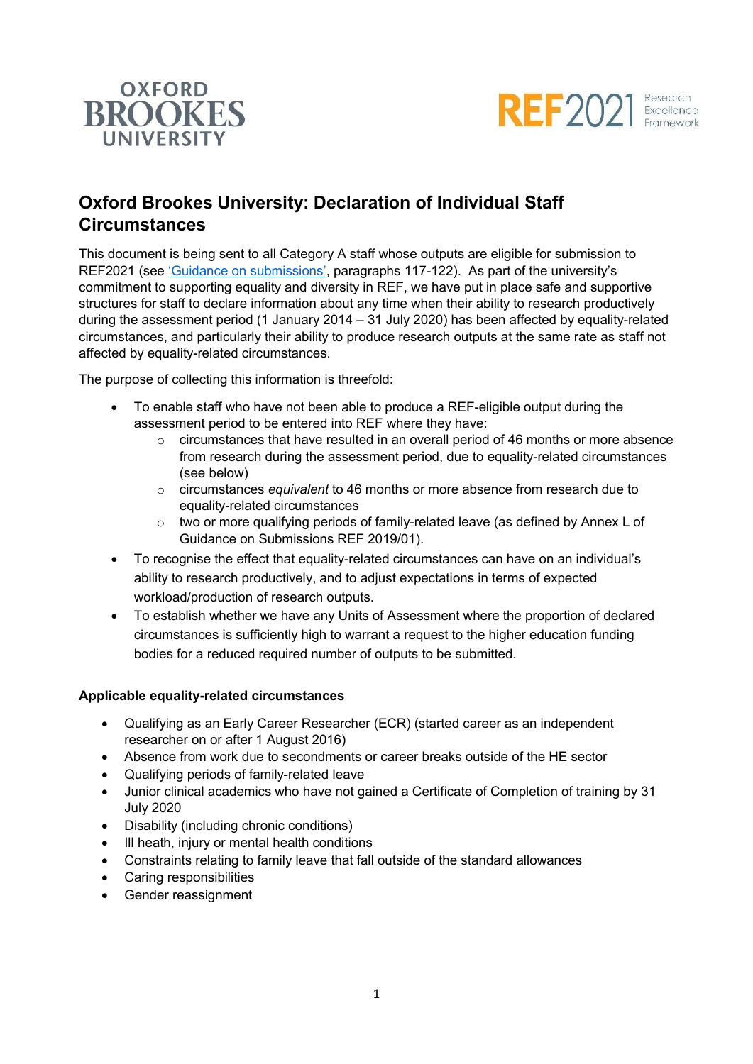# Oxford Brookes University: Declaration of Individual Staff Circumstances

This document is being sent to all Category A staff whose outputs are eligible for submission to REF2021 (see 'Guidance on submissions', paragraphs 117-122). As part of the university's commitment to supporting equality and diversity in REF, we have put in place safe and supportive structures for staff to declare information about any time when their ability to research productively during the assessment period (1 January 2014 – 31 July 2020) has been affected by equality-related circumstances, and particularly their ability to produce research outputs at the same rate as staff not affected by equality-related circumstances.

The purpose of collecting this information is threefold:

- To enable staff who have not been able to produce a REF-eligible output during the assessment period to be entered into REF where they have:
  - circumstances that have resulted in an overall period of 46 months or more absence from research during the assessment period, due to equality-related circumstances (see below)
  - circumstances *equivalent* to 46 months or more absence from research due to equality-related circumstances
  - two or more qualifying periods of family-related leave (as defined by Annex L of Guidance on Submissions REF 2019/01).
- To recognise the effect that equality-related circumstances can have on an individual's ability to research productively, and to adjust expectations in terms of expected workload/production of research outputs.
- To establish whether we have any Units of Assessment where the proportion of declared circumstances is sufficiently high to warrant a request to the higher education funding bodies for a reduced required number of outputs to be submitted.

**Applicable equality-related circumstances**

- Qualifying as an Early Career Researcher (ECR) (started career as an independent researcher on or after 1 August 2016)
- Absence from work due to secondments or career breaks outside of the HE sector
- Qualifying periods of family-related leave
- Junior clinical academics who have not gained a Certificate of Completion of training by 31 July 2020
- Disability (including chronic conditions)
- Ill heath, injury or mental health conditions
- Constraints relating to family leave that fall outside of the standard allowances
- Caring responsibilities
- Gender reassignment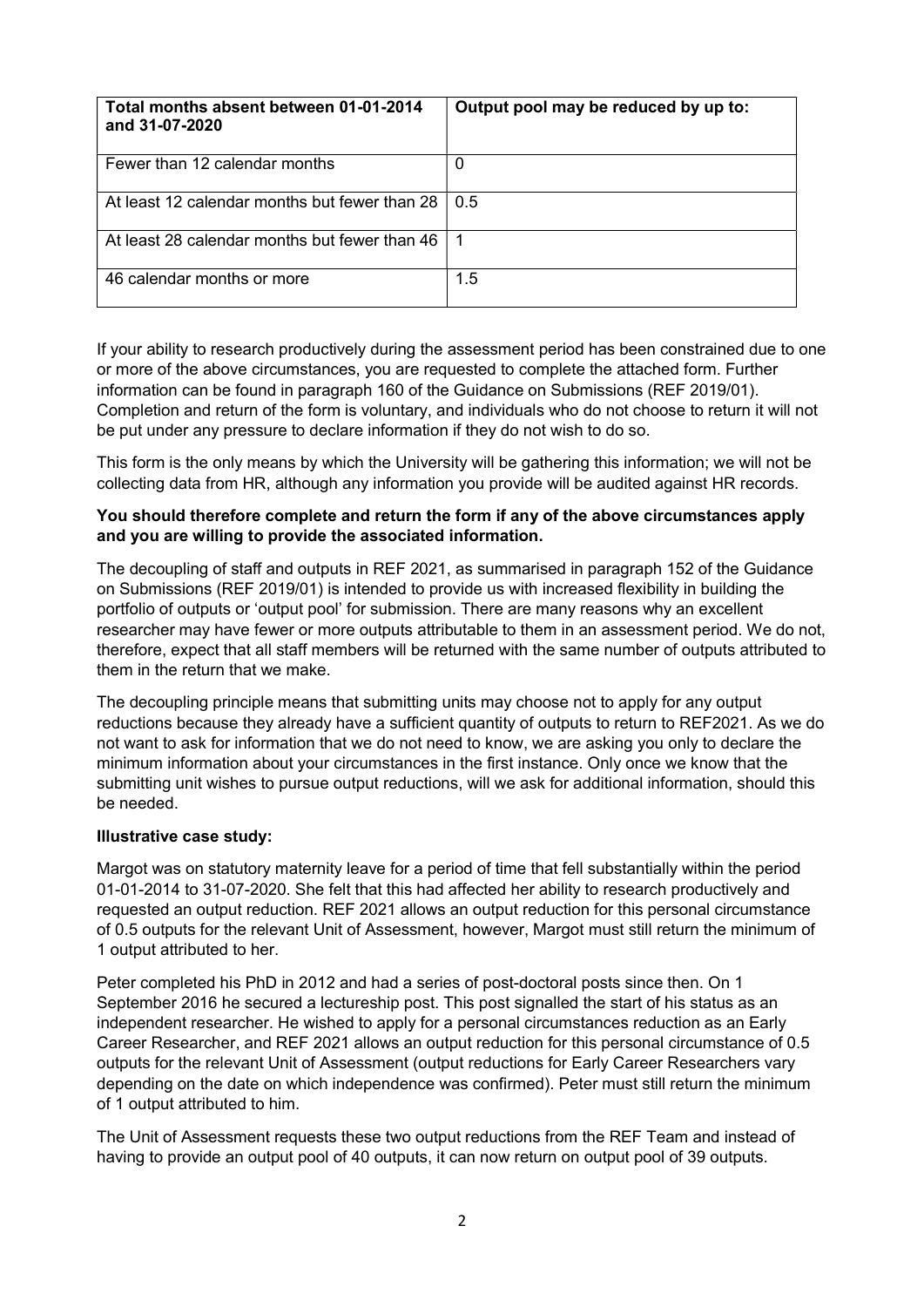| Total months absent between 01-01-2014 and 31-07-2020 | Output pool may be reduced by up to: |
| --- | --- |
| Fewer than 12 calendar months | 0 |
| At least 12 calendar months but fewer than 28 | 0.5 |
| At least 28 calendar months but fewer than 46 | 1 |
| 46 calendar months or more | 1.5 |

If your ability to research productively during the assessment period has been constrained due to one or more of the above circumstances, you are requested to complete the attached form. Further information can be found in paragraph 160 of the Guidance on Submissions (REF 2019/01). Completion and return of the form is voluntary, and individuals who do not choose to return it will not be put under any pressure to declare information if they do not wish to do so.

This form is the only means by which the University will be gathering this information; we will not be collecting data from HR, although any information you provide will be audited against HR records.

**You should therefore complete and return the form if any of the above circumstances apply and you are willing to provide the associated information.**

The decoupling of staff and outputs in REF 2021, as summarised in paragraph 152 of the Guidance on Submissions (REF 2019/01) is intended to provide us with increased flexibility in building the portfolio of outputs or 'output pool' for submission. There are many reasons why an excellent researcher may have fewer or more outputs attributable to them in an assessment period. We do not, therefore, expect that all staff members will be returned with the same number of outputs attributed to them in the return that we make.

The decoupling principle means that submitting units may choose not to apply for any output reductions because they already have a sufficient quantity of outputs to return to REF2021. As we do not want to ask for information that we do not need to know, we are asking you only to declare the minimum information about your circumstances in the first instance. Only once we know that the submitting unit wishes to pursue output reductions, will we ask for additional information, should this be needed.

**Illustrative case study:**

Margot was on statutory maternity leave for a period of time that fell substantially within the period 01-01-2014 to 31-07-2020. She felt that this had affected her ability to research productively and requested an output reduction. REF 2021 allows an output reduction for this personal circumstance of 0.5 outputs for the relevant Unit of Assessment, however, Margot must still return the minimum of 1 output attributed to her.

Peter completed his PhD in 2012 and had a series of post-doctoral posts since then. On 1 September 2016 he secured a lectureship post. This post signalled the start of his status as an independent researcher. He wished to apply for a personal circumstances reduction as an Early Career Researcher, and REF 2021 allows an output reduction for this personal circumstance of 0.5 outputs for the relevant Unit of Assessment (output reductions for Early Career Researchers vary depending on the date on which independence was confirmed). Peter must still return the minimum of 1 output attributed to him.

The Unit of Assessment requests these two output reductions from the REF Team and instead of having to provide an output pool of 40 outputs, it can now return on output pool of 39 outputs.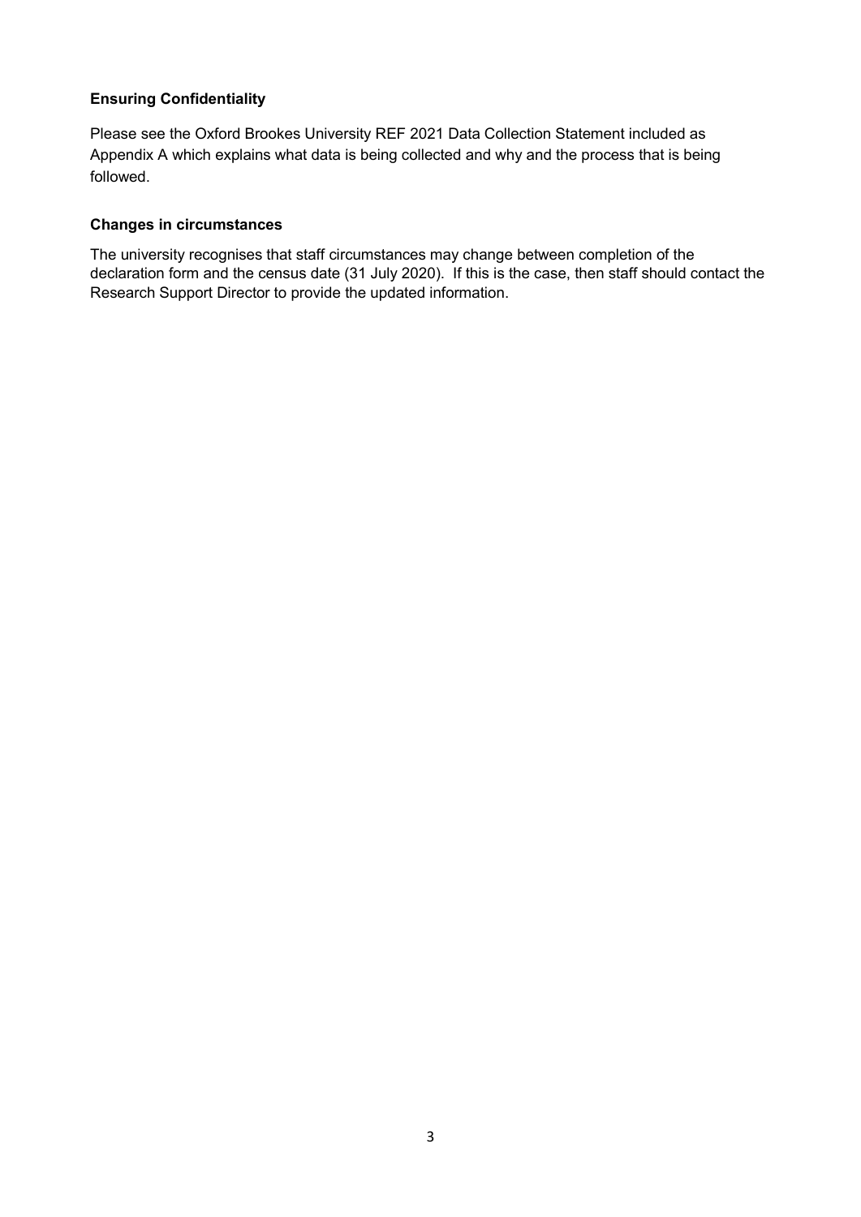**Ensuring Confidentiality**

Please see the Oxford Brookes University REF 2021 Data Collection Statement included as Appendix A which explains what data is being collected and why and the process that is being followed.

**Changes in circumstances**

The university recognises that staff circumstances may change between completion of the declaration form and the census date (31 July 2020). If this is the case, then staff should contact the Research Support Director to provide the updated information.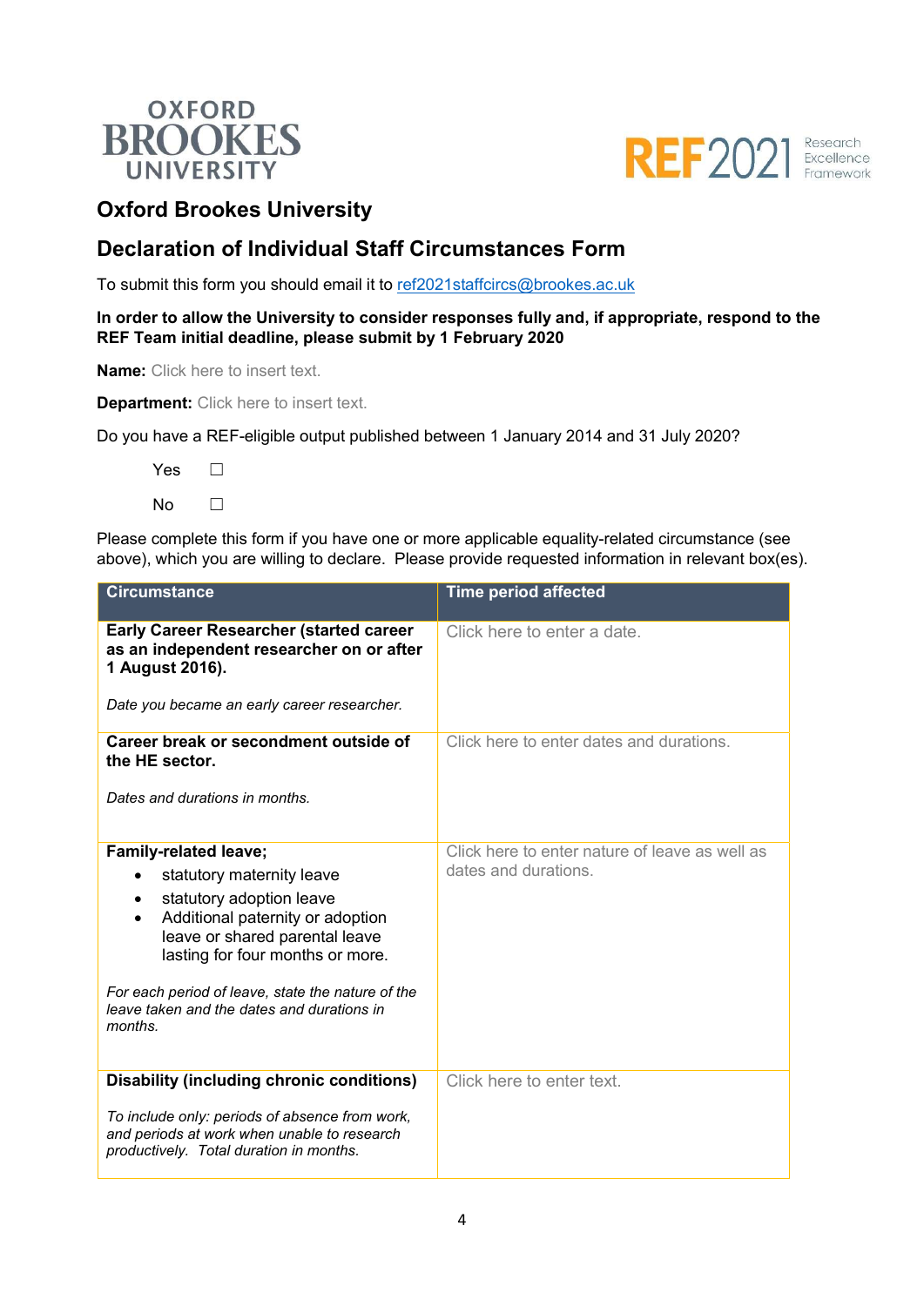OXFORD BROOKES UNIVERSITY

REF2021 Research Excellence Framework

## Oxford Brookes University

## Declaration of Individual Staff Circumstances Form

To submit this form you should email it to [ref2021staffcircs@brookes.ac.uk](mailto:ref2021staffcircs@brookes.ac.uk)

**In order to allow the University to consider responses fully and, if appropriate, respond to the REF Team initial deadline, please submit by 1 February 2020**

**Name:** Click here to insert text.

**Department:** Click here to insert text.

Do you have a REF-eligible output published between 1 January 2014 and 31 July 2020?

Yes ☐

No ☐

Please complete this form if you have one or more applicable equality-related circumstance (see above), which you are willing to declare. Please provide requested information in relevant box(es).

| Circumstance | Time period affected |
|---|---|
| **Early Career Researcher (started career as an independent researcher on or after 1 August 2016).**<br><br>*Date you became an early career researcher.* | Click here to enter a date. |
| **Career break or secondment outside of the HE sector.**<br><br>*Dates and durations in months.* | Click here to enter dates and durations. |
| **Family-related leave;**<br>• statutory maternity leave<br>• statutory adoption leave<br>• Additional paternity or adoption leave or shared parental leave lasting for four months or more.<br><br>*For each period of leave, state the nature of the leave taken and the dates and durations in months.* | Click here to enter nature of leave as well as dates and durations. |
| **Disability (including chronic conditions)**<br><br>*To include only: periods of absence from work, and periods at work when unable to research productively. Total duration in months.* | Click here to enter text. |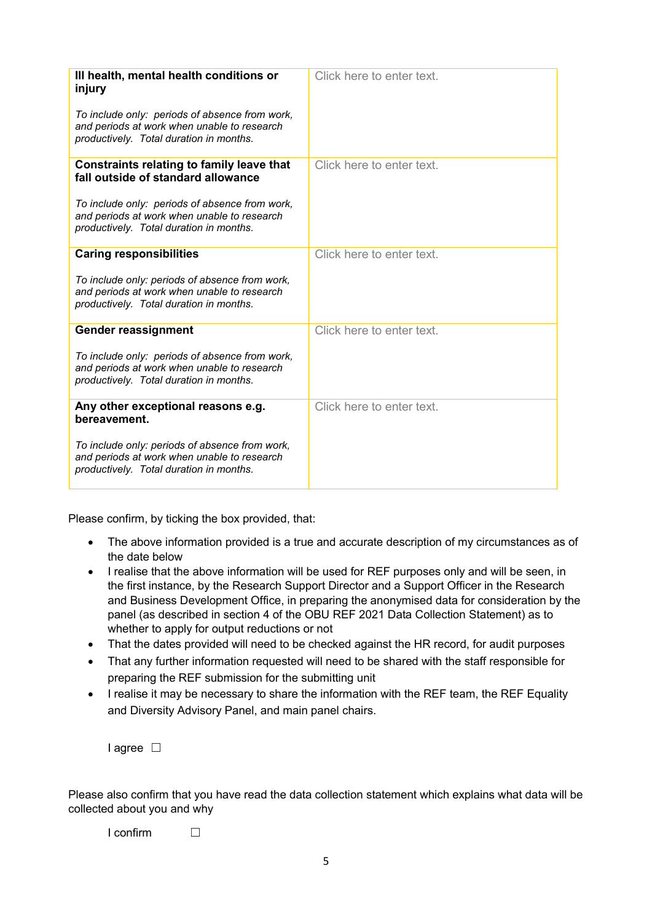| **Ill health, mental health conditions or injury**<br><br>*To include only: periods of absence from work, and periods at work when unable to research productively. Total duration in months.* | Click here to enter text. |
|---|---|
| **Constraints relating to family leave that fall outside of standard allowance**<br><br>*To include only: periods of absence from work, and periods at work when unable to research productively. Total duration in months.* | Click here to enter text. |
| **Caring responsibilities**<br><br>*To include only: periods of absence from work, and periods at work when unable to research productively. Total duration in months.* | Click here to enter text. |
| **Gender reassignment**<br><br>*To include only: periods of absence from work, and periods at work when unable to research productively. Total duration in months.* | Click here to enter text. |
| **Any other exceptional reasons e.g. bereavement.**<br><br>*To include only: periods of absence from work, and periods at work when unable to research productively. Total duration in months.* | Click here to enter text. |

Please confirm, by ticking the box provided, that:

- The above information provided is a true and accurate description of my circumstances as of the date below
- I realise that the above information will be used for REF purposes only and will be seen, in the first instance, by the Research Support Director and a Support Officer in the Research and Business Development Office, in preparing the anonymised data for consideration by the panel (as described in section 4 of the OBU REF 2021 Data Collection Statement) as to whether to apply for output reductions or not
- That the dates provided will need to be checked against the HR record, for audit purposes
- That any further information requested will need to be shared with the staff responsible for preparing the REF submission for the submitting unit
- I realise it may be necessary to share the information with the REF team, the REF Equality and Diversity Advisory Panel, and main panel chairs.

I agree ☐

Please also confirm that you have read the data collection statement which explains what data will be collected about you and why

I confirm ☐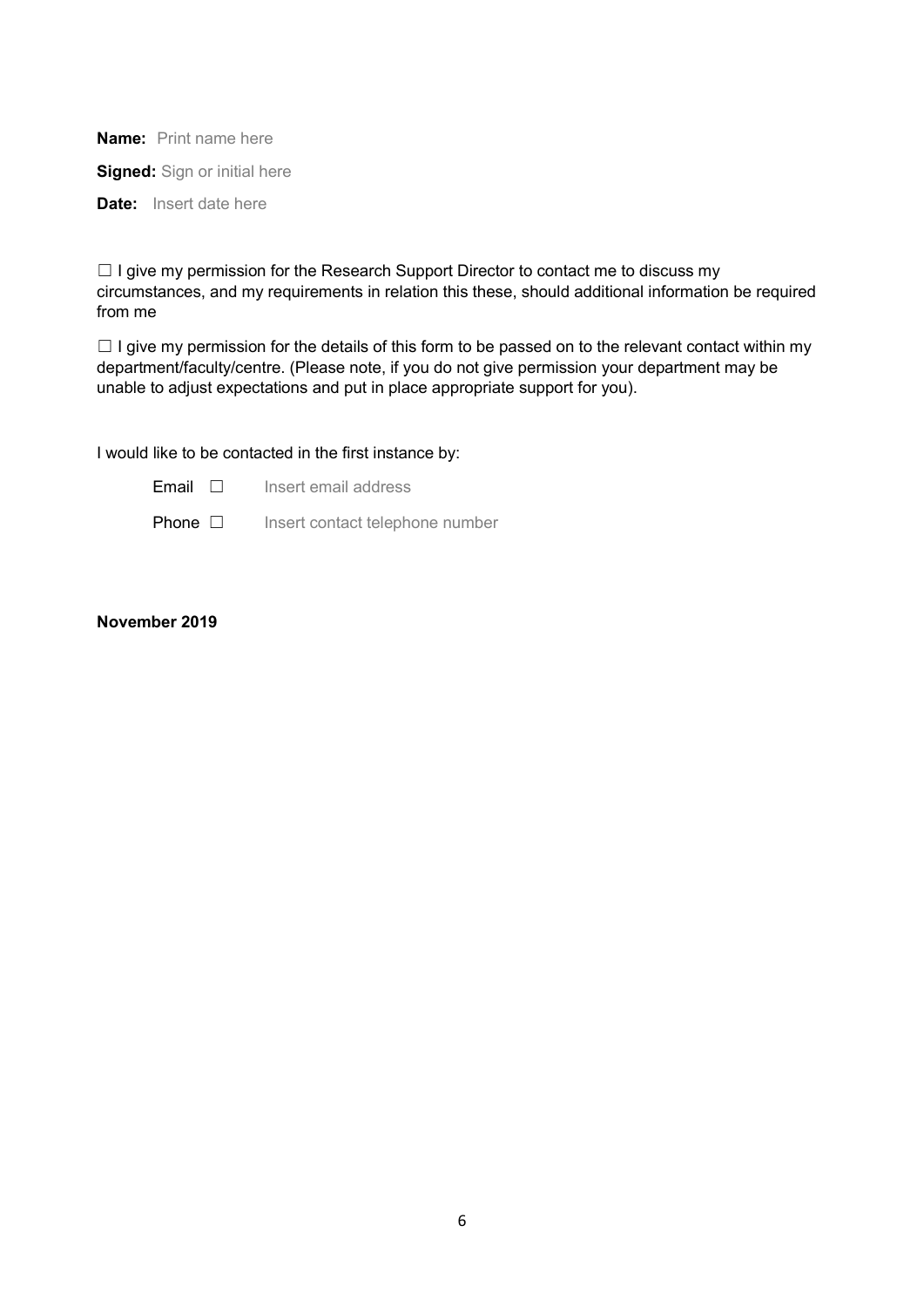**Name:** Print name here

**Signed:** Sign or initial here

**Date:** Insert date here

☐ I give my permission for the Research Support Director to contact me to discuss my circumstances, and my requirements in relation this these, should additional information be required from me

☐ I give my permission for the details of this form to be passed on to the relevant contact within my department/faculty/centre. (Please note, if you do not give permission your department may be unable to adjust expectations and put in place appropriate support for you).

I would like to be contacted in the first instance by:

Email ☐ Insert email address

Phone ☐ Insert contact telephone number

**November 2019**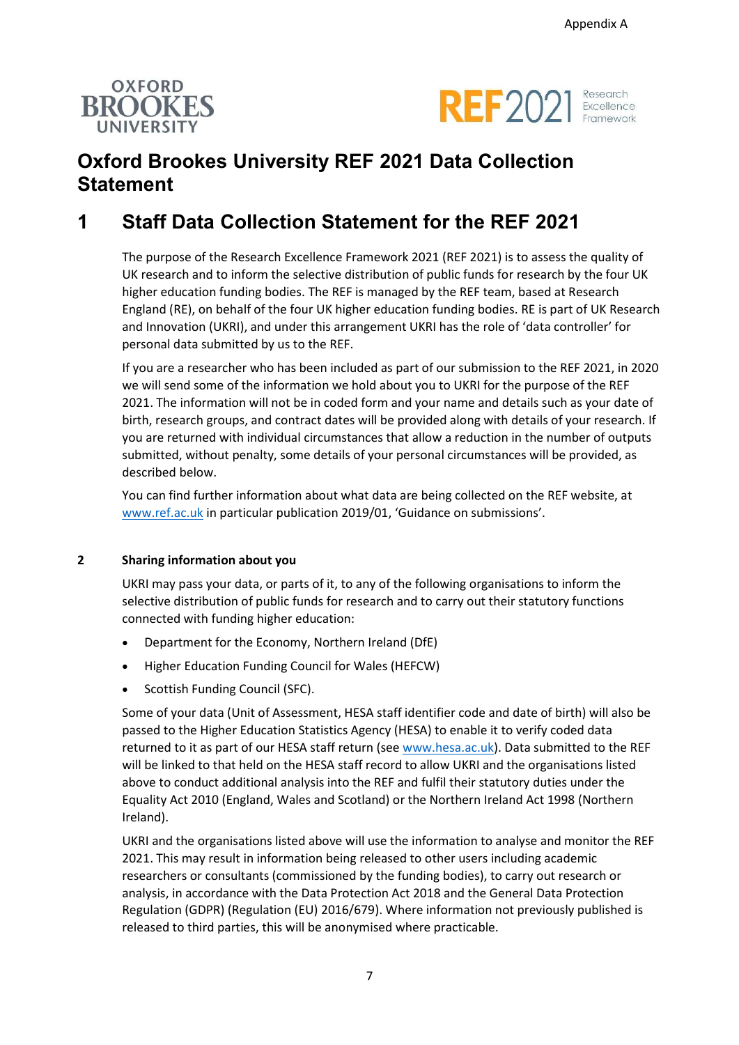Appendix A

# Oxford Brookes University REF 2021 Data Collection Statement

## 1 Staff Data Collection Statement for the REF 2021

The purpose of the Research Excellence Framework 2021 (REF 2021) is to assess the quality of UK research and to inform the selective distribution of public funds for research by the four UK higher education funding bodies. The REF is managed by the REF team, based at Research England (RE), on behalf of the four UK higher education funding bodies. RE is part of UK Research and Innovation (UKRI), and under this arrangement UKRI has the role of 'data controller' for personal data submitted by us to the REF.

If you are a researcher who has been included as part of our submission to the REF 2021, in 2020 we will send some of the information we hold about you to UKRI for the purpose of the REF 2021. The information will not be in coded form and your name and details such as your date of birth, research groups, and contract dates will be provided along with details of your research. If you are returned with individual circumstances that allow a reduction in the number of outputs submitted, without penalty, some details of your personal circumstances will be provided, as described below.

You can find further information about what data are being collected on the REF website, at www.ref.ac.uk in particular publication 2019/01, 'Guidance on submissions'.

### 2 Sharing information about you

UKRI may pass your data, or parts of it, to any of the following organisations to inform the selective distribution of public funds for research and to carry out their statutory functions connected with funding higher education:

- Department for the Economy, Northern Ireland (DfE)
- Higher Education Funding Council for Wales (HEFCW)
- Scottish Funding Council (SFC).

Some of your data (Unit of Assessment, HESA staff identifier code and date of birth) will also be passed to the Higher Education Statistics Agency (HESA) to enable it to verify coded data returned to it as part of our HESA staff return (see www.hesa.ac.uk). Data submitted to the REF will be linked to that held on the HESA staff record to allow UKRI and the organisations listed above to conduct additional analysis into the REF and fulfil their statutory duties under the Equality Act 2010 (England, Wales and Scotland) or the Northern Ireland Act 1998 (Northern Ireland).

UKRI and the organisations listed above will use the information to analyse and monitor the REF 2021. This may result in information being released to other users including academic researchers or consultants (commissioned by the funding bodies), to carry out research or analysis, in accordance with the Data Protection Act 2018 and the General Data Protection Regulation (GDPR) (Regulation (EU) 2016/679). Where information not previously published is released to third parties, this will be anonymised where practicable.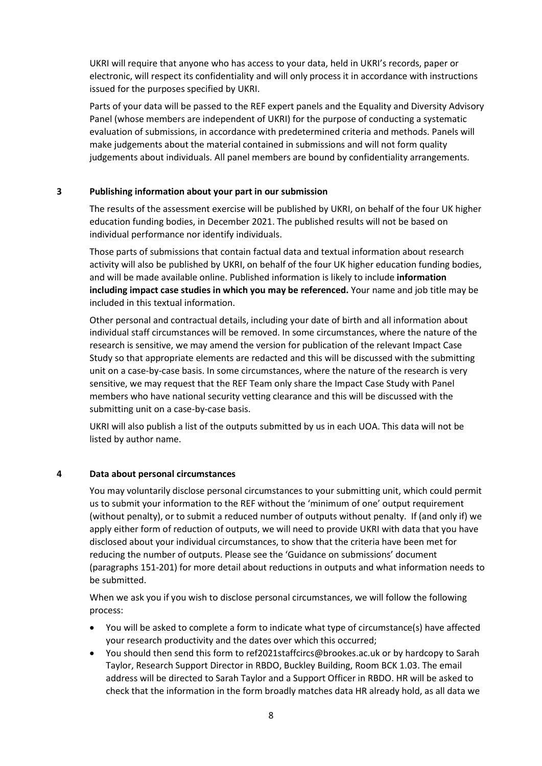UKRI will require that anyone who has access to your data, held in UKRI's records, paper or electronic, will respect its confidentiality and will only process it in accordance with instructions issued for the purposes specified by UKRI.

Parts of your data will be passed to the REF expert panels and the Equality and Diversity Advisory Panel (whose members are independent of UKRI) for the purpose of conducting a systematic evaluation of submissions, in accordance with predetermined criteria and methods. Panels will make judgements about the material contained in submissions and will not form quality judgements about individuals. All panel members are bound by confidentiality arrangements.

## 3 Publishing information about your part in our submission

The results of the assessment exercise will be published by UKRI, on behalf of the four UK higher education funding bodies, in December 2021. The published results will not be based on individual performance nor identify individuals.

Those parts of submissions that contain factual data and textual information about research activity will also be published by UKRI, on behalf of the four UK higher education funding bodies, and will be made available online. Published information is likely to include **information including impact case studies in which you may be referenced.** Your name and job title may be included in this textual information.

Other personal and contractual details, including your date of birth and all information about individual staff circumstances will be removed. In some circumstances, where the nature of the research is sensitive, we may amend the version for publication of the relevant Impact Case Study so that appropriate elements are redacted and this will be discussed with the submitting unit on a case-by-case basis. In some circumstances, where the nature of the research is very sensitive, we may request that the REF Team only share the Impact Case Study with Panel members who have national security vetting clearance and this will be discussed with the submitting unit on a case-by-case basis.

UKRI will also publish a list of the outputs submitted by us in each UOA. This data will not be listed by author name.

## 4 Data about personal circumstances

You may voluntarily disclose personal circumstances to your submitting unit, which could permit us to submit your information to the REF without the 'minimum of one' output requirement (without penalty), or to submit a reduced number of outputs without penalty. If (and only if) we apply either form of reduction of outputs, we will need to provide UKRI with data that you have disclosed about your individual circumstances, to show that the criteria have been met for reducing the number of outputs. Please see the 'Guidance on submissions' document (paragraphs 151-201) for more detail about reductions in outputs and what information needs to be submitted.

When we ask you if you wish to disclose personal circumstances, we will follow the following process:

- You will be asked to complete a form to indicate what type of circumstance(s) have affected your research productivity and the dates over which this occurred;
- You should then send this form to ref2021staffcircs@brookes.ac.uk or by hardcopy to Sarah Taylor, Research Support Director in RBDO, Buckley Building, Room BCK 1.03. The email address will be directed to Sarah Taylor and a Support Officer in RBDO. HR will be asked to check that the information in the form broadly matches data HR already hold, as all data we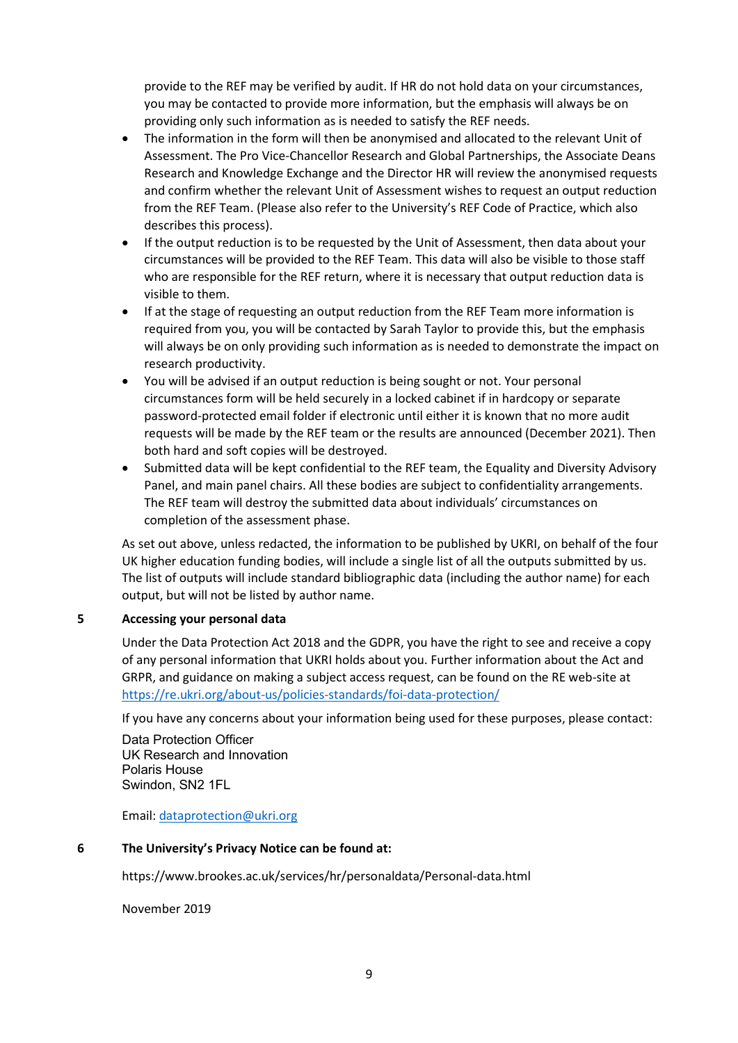provide to the REF may be verified by audit. If HR do not hold data on your circumstances, you may be contacted to provide more information, but the emphasis will always be on providing only such information as is needed to satisfy the REF needs.

- The information in the form will then be anonymised and allocated to the relevant Unit of Assessment. The Pro Vice-Chancellor Research and Global Partnerships, the Associate Deans Research and Knowledge Exchange and the Director HR will review the anonymised requests and confirm whether the relevant Unit of Assessment wishes to request an output reduction from the REF Team. (Please also refer to the University's REF Code of Practice, which also describes this process).
- If the output reduction is to be requested by the Unit of Assessment, then data about your circumstances will be provided to the REF Team. This data will also be visible to those staff who are responsible for the REF return, where it is necessary that output reduction data is visible to them.
- If at the stage of requesting an output reduction from the REF Team more information is required from you, you will be contacted by Sarah Taylor to provide this, but the emphasis will always be on only providing such information as is needed to demonstrate the impact on research productivity.
- You will be advised if an output reduction is being sought or not. Your personal circumstances form will be held securely in a locked cabinet if in hardcopy or separate password-protected email folder if electronic until either it is known that no more audit requests will be made by the REF team or the results are announced (December 2021). Then both hard and soft copies will be destroyed.
- Submitted data will be kept confidential to the REF team, the Equality and Diversity Advisory Panel, and main panel chairs. All these bodies are subject to confidentiality arrangements. The REF team will destroy the submitted data about individuals' circumstances on completion of the assessment phase.

As set out above, unless redacted, the information to be published by UKRI, on behalf of the four UK higher education funding bodies, will include a single list of all the outputs submitted by us. The list of outputs will include standard bibliographic data (including the author name) for each output, but will not be listed by author name.

## 5 Accessing your personal data

Under the Data Protection Act 2018 and the GDPR, you have the right to see and receive a copy of any personal information that UKRI holds about you. Further information about the Act and GRPR, and guidance on making a subject access request, can be found on the RE web-site at https://re.ukri.org/about-us/policies-standards/foi-data-protection/

If you have any concerns about your information being used for these purposes, please contact:

Data Protection Officer
UK Research and Innovation
Polaris House
Swindon, SN2 1FL

Email: dataprotection@ukri.org

## 6 The University's Privacy Notice can be found at:

https://www.brookes.ac.uk/services/hr/personaldata/Personal-data.html

November 2019